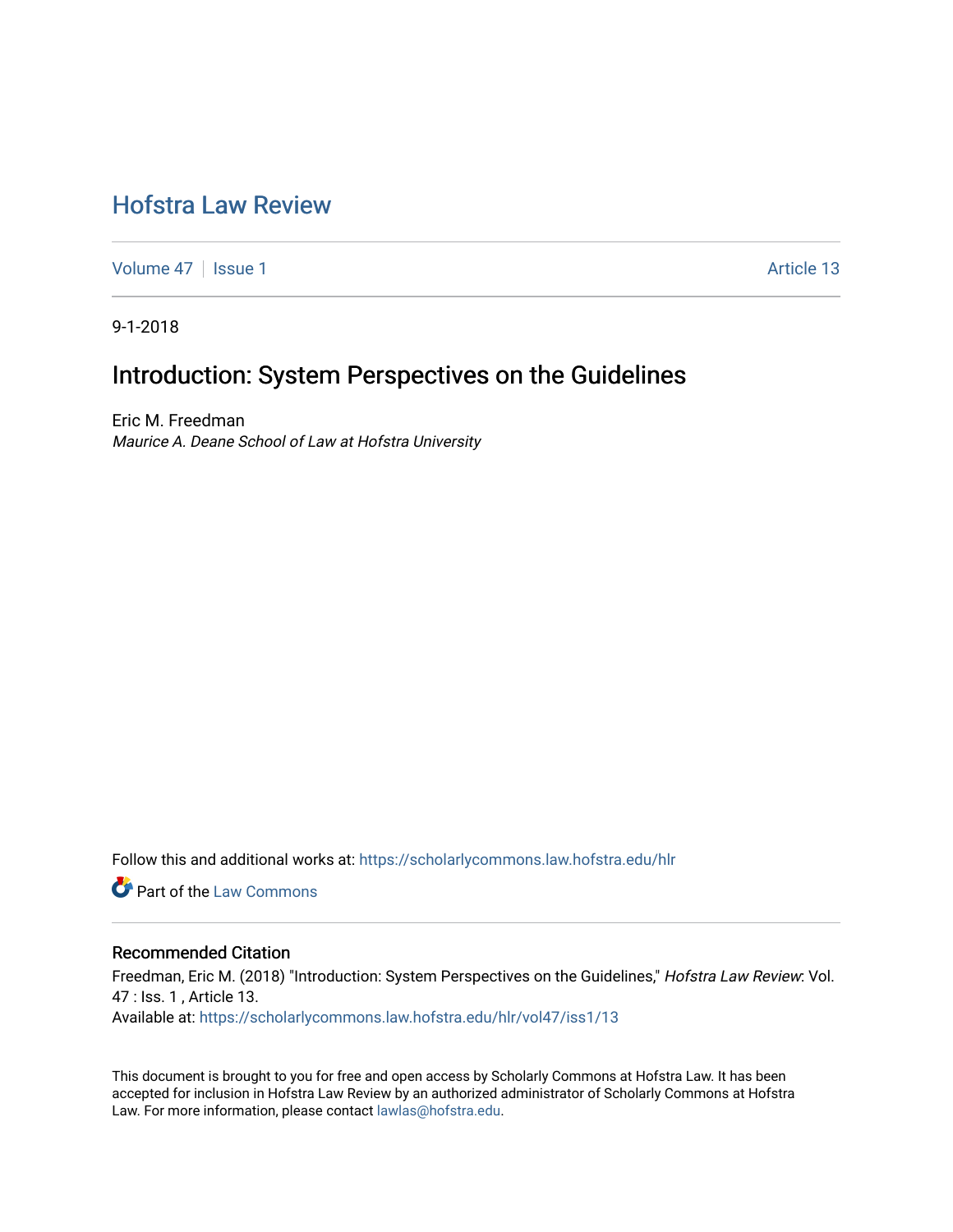# Hofstra Law Review

Volume 47 | Issue 1 | Article 13

9-1-2018

## Introduction: System Perspectives on the Guidelines

Eric M. Freedman
*Maurice A. Deane School of Law at Hofstra University*

Follow this and additional works at: https://scholarlycommons.law.hofstra.edu/hlr

Part of the Law Commons

### Recommended Citation

Freedman, Eric M. (2018) "Introduction: System Perspectives on the Guidelines," *Hofstra Law Review*: Vol. 47 : Iss. 1 , Article 13.
Available at: https://scholarlycommons.law.hofstra.edu/hlr/vol47/iss1/13

This document is brought to you for free and open access by Scholarly Commons at Hofstra Law. It has been accepted for inclusion in Hofstra Law Review by an authorized administrator of Scholarly Commons at Hofstra Law. For more information, please contact lawlas@hofstra.edu.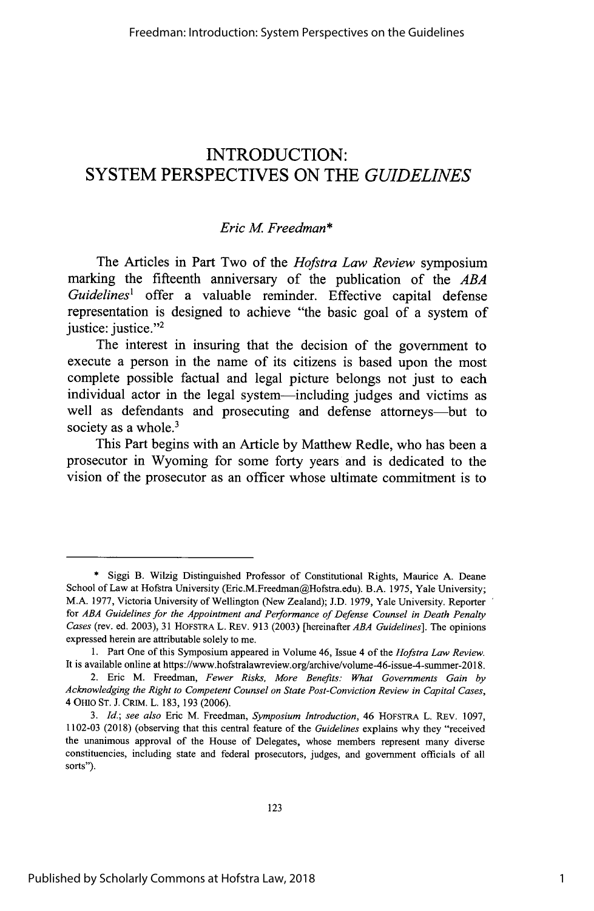# INTRODUCTION: SYSTEM PERSPECTIVES ON THE *GUIDELINES*

*Eric M. Freedman**

The Articles in Part Two of the *Hofstra Law Review* symposium marking the fifteenth anniversary of the publication of the *ABA Guidelines*[1] offer a valuable reminder. Effective capital defense representation is designed to achieve "the basic goal of a system of justice: justice."[2]

The interest in insuring that the decision of the government to execute a person in the name of its citizens is based upon the most complete possible factual and legal picture belongs not just to each individual actor in the legal system—including judges and victims as well as defendants and prosecuting and defense attorneys—but to society as a whole.[3]

This Part begins with an Article by Matthew Redle, who has been a prosecutor in Wyoming for some forty years and is dedicated to the vision of the prosecutor as an officer whose ultimate commitment is to

---

\* Siggi B. Wilzig Distinguished Professor of Constitutional Rights, Maurice A. Deane School of Law at Hofstra University (Eric.M.Freedman@Hofstra.edu). B.A. 1975, Yale University; M.A. 1977, Victoria University of Wellington (New Zealand); J.D. 1979, Yale University. Reporter for *ABA Guidelines for the Appointment and Performance of Defense Counsel in Death Penalty Cases* (rev. ed. 2003), 31 HOFSTRA L. REV. 913 (2003) [hereinafter *ABA Guidelines*]. The opinions expressed herein are attributable solely to me.

1. Part One of this Symposium appeared in Volume 46, Issue 4 of the *Hofstra Law Review*. It is available online at https://www.hofstralawreview.org/archive/volume-46-issue-4-summer-2018.

2. Eric M. Freedman, *Fewer Risks, More Benefits: What Governments Gain by Acknowledging the Right to Competent Counsel on State Post-Conviction Review in Capital Cases*, 4 OHIO ST. J. CRIM. L. 183, 193 (2006).

3. *Id.*; *see also* Eric M. Freedman, *Symposium Introduction*, 46 HOFSTRA L. REV. 1097, 1102-03 (2018) (observing that this central feature of the *Guidelines* explains why they "received the unanimous approval of the House of Delegates, whose members represent many diverse constituencies, including state and federal prosecutors, judges, and government officials of all sorts").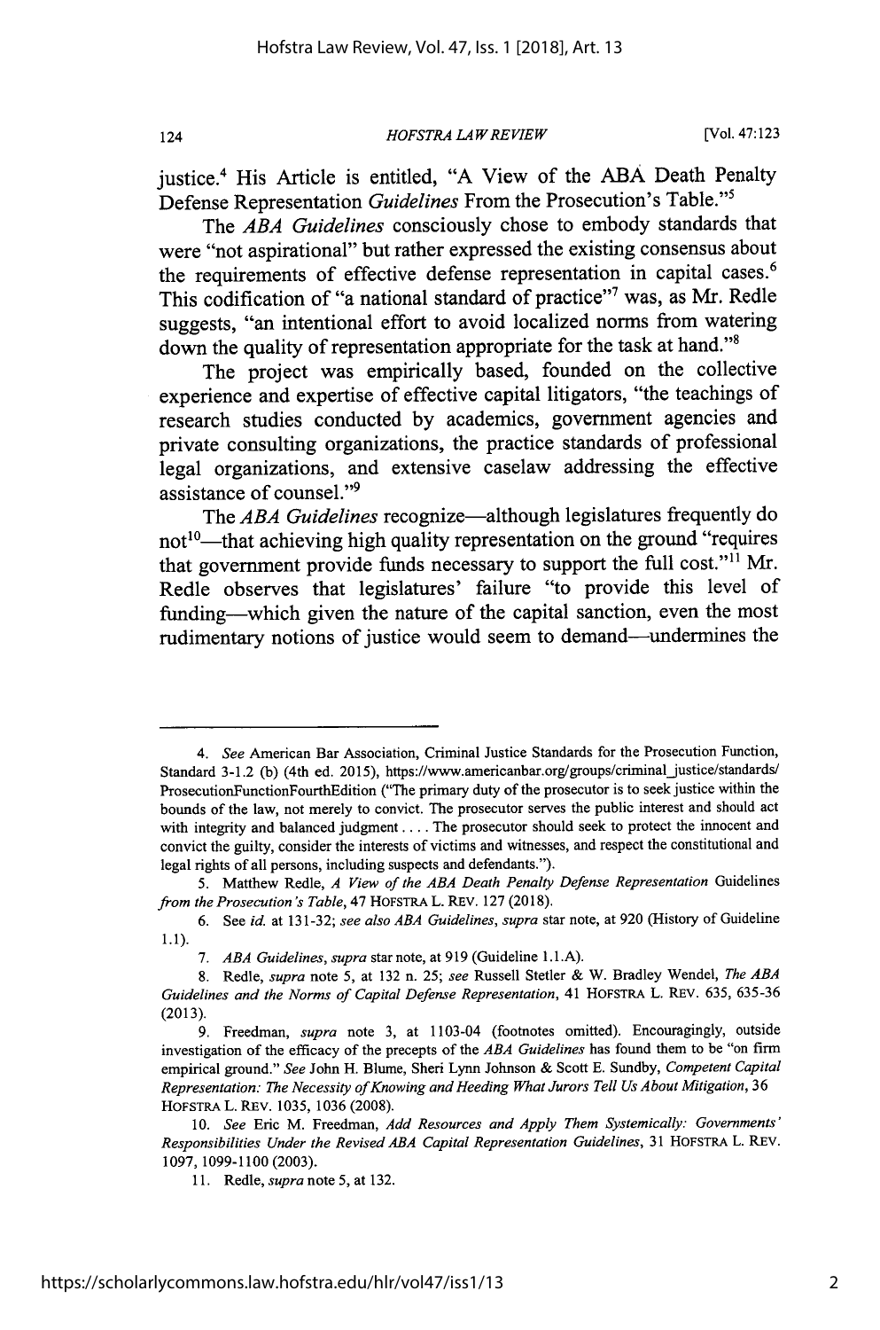justice.[4] His Article is entitled, "A View of the ABA Death Penalty Defense Representation *Guidelines* From the Prosecution's Table."[5]

The *ABA Guidelines* consciously chose to embody standards that were "not aspirational" but rather expressed the existing consensus about the requirements of effective defense representation in capital cases.[6] This codification of "a national standard of practice"[7] was, as Mr. Redle suggests, "an intentional effort to avoid localized norms from watering down the quality of representation appropriate for the task at hand."[8]

The project was empirically based, founded on the collective experience and expertise of effective capital litigators, "the teachings of research studies conducted by academics, government agencies and private consulting organizations, the practice standards of professional legal organizations, and extensive caselaw addressing the effective assistance of counsel."[9]

The *ABA Guidelines* recognize—although legislatures frequently do not[10]—that achieving high quality representation on the ground "requires that government provide funds necessary to support the full cost."[11] Mr. Redle observes that legislatures' failure "to provide this level of funding—which given the nature of the capital sanction, even the most rudimentary notions of justice would seem to demand—undermines the

---

4. *See* American Bar Association, Criminal Justice Standards for the Prosecution Function, Standard 3-1.2 (b) (4th ed. 2015), https://www.americanbar.org/groups/criminal_justice/standards/ProsecutionFunctionFourthEdition ("The primary duty of the prosecutor is to seek justice within the bounds of the law, not merely to convict. The prosecutor serves the public interest and should act with integrity and balanced judgment . . . . The prosecutor should seek to protect the innocent and convict the guilty, consider the interests of victims and witnesses, and respect the constitutional and legal rights of all persons, including suspects and defendants.").

5. Matthew Redle, *A View of the ABA Death Penalty Defense Representation* Guidelines *from the Prosecution's Table*, 47 HOFSTRA L. REV. 127 (2018).

6. See *id.* at 131-32; *see also ABA Guidelines*, *supra* star note, at 920 (History of Guideline 1.1).

7. *ABA Guidelines*, *supra* star note, at 919 (Guideline 1.1.A).

8. Redle, *supra* note 5, at 132 n. 25; *see* Russell Stetler & W. Bradley Wendel, *The ABA Guidelines and the Norms of Capital Defense Representation*, 41 HOFSTRA L. REV. 635, 635-36 (2013).

9. Freedman, *supra* note 3, at 1103-04 (footnotes omitted). Encouragingly, outside investigation of the efficacy of the precepts of the *ABA Guidelines* has found them to be "on firm empirical ground." *See* John H. Blume, Sheri Lynn Johnson & Scott E. Sundby, *Competent Capital Representation: The Necessity of Knowing and Heeding What Jurors Tell Us About Mitigation*, 36 HOFSTRA L. REV. 1035, 1036 (2008).

10. *See* Eric M. Freedman, *Add Resources and Apply Them Systemically: Governments' Responsibilities Under the Revised ABA Capital Representation Guidelines*, 31 HOFSTRA L. REV. 1097, 1099-1100 (2003).

11. Redle, *supra* note 5, at 132.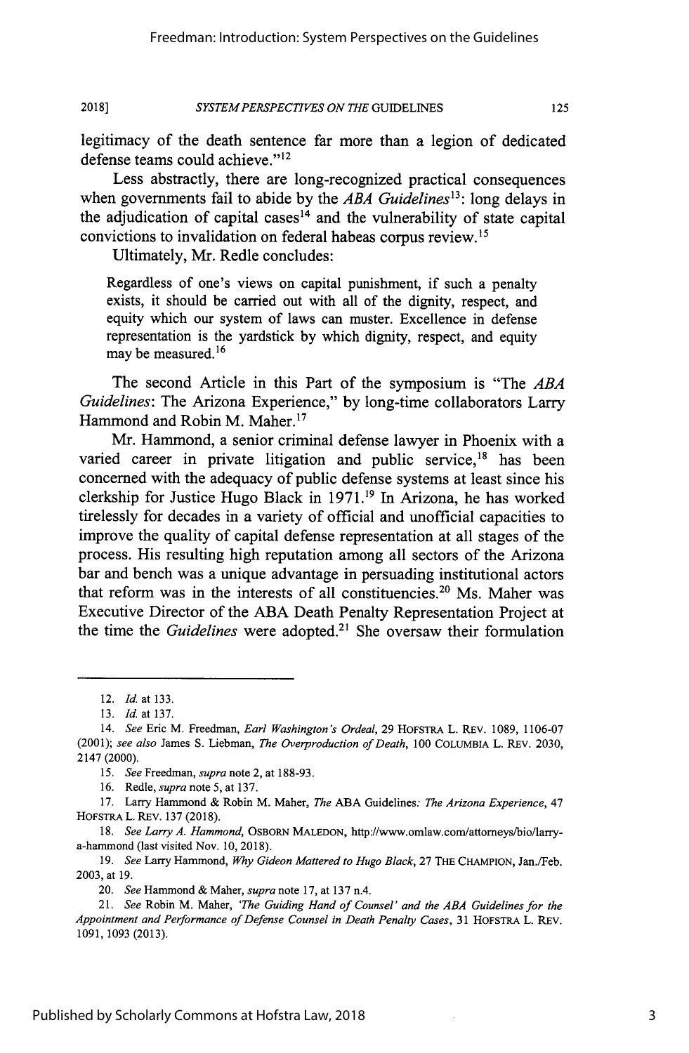legitimacy of the death sentence far more than a legion of dedicated defense teams could achieve."[12]

Less abstractly, there are long-recognized practical consequences when governments fail to abide by the *ABA Guidelines*[13]: long delays in the adjudication of capital cases[14] and the vulnerability of state capital convictions to invalidation on federal habeas corpus review.[15]

Ultimately, Mr. Redle concludes:

> Regardless of one's views on capital punishment, if such a penalty exists, it should be carried out with all of the dignity, respect, and equity which our system of laws can muster. Excellence in defense representation is the yardstick by which dignity, respect, and equity may be measured.[16]

The second Article in this Part of the symposium is "The *ABA Guidelines*: The Arizona Experience," by long-time collaborators Larry Hammond and Robin M. Maher.[17]

Mr. Hammond, a senior criminal defense lawyer in Phoenix with a varied career in private litigation and public service,[18] has been concerned with the adequacy of public defense systems at least since his clerkship for Justice Hugo Black in 1971.[19] In Arizona, he has worked tirelessly for decades in a variety of official and unofficial capacities to improve the quality of capital defense representation at all stages of the process. His resulting high reputation among all sectors of the Arizona bar and bench was a unique advantage in persuading institutional actors that reform was in the interests of all constituencies.[20] Ms. Maher was Executive Director of the ABA Death Penalty Representation Project at the time the *Guidelines* were adopted.[21] She oversaw their formulation

---

12. *Id.* at 133.

13. *Id.* at 137.

14. *See* Eric M. Freedman, *Earl Washington's Ordeal*, 29 HOFSTRA L. REV. 1089, 1106-07 (2001); *see also* James S. Liebman, *The Overproduction of Death*, 100 COLUMBIA L. REV. 2030, 2147 (2000).

15. *See* Freedman, *supra* note 2, at 188-93.

16. Redle, *supra* note 5, at 137.

17. Larry Hammond & Robin M. Maher, *The* ABA Guidelines*: The Arizona Experience*, 47 HOFSTRA L. REV. 137 (2018).

18. *See Larry A. Hammond*, OSBORN MALEDON, http://www.omlaw.com/attorneys/bio/larry-a-hammond (last visited Nov. 10, 2018).

19. *See* Larry Hammond, *Why Gideon Mattered to Hugo Black*, 27 THE CHAMPION, Jan./Feb. 2003, at 19.

20. *See* Hammond & Maher, *supra* note 17, at 137 n.4.

21. *See* Robin M. Maher, *'The Guiding Hand of Counsel' and the ABA Guidelines for the Appointment and Performance of Defense Counsel in Death Penalty Cases*, 31 HOFSTRA L. REV. 1091, 1093 (2013).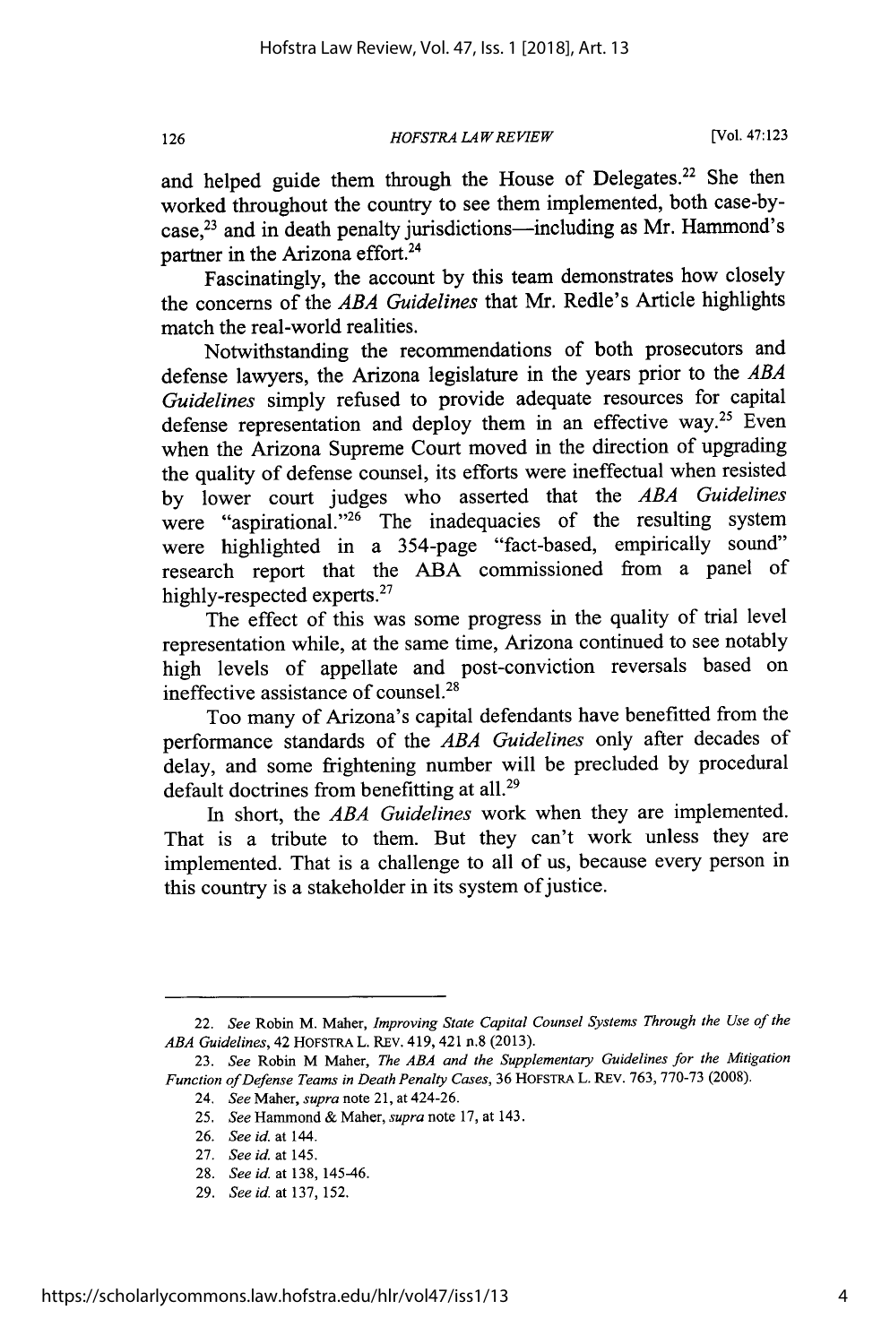and helped guide them through the House of Delegates.[22] She then worked throughout the country to see them implemented, both case-by-case,[23] and in death penalty jurisdictions—including as Mr. Hammond's partner in the Arizona effort.[24]

Fascinatingly, the account by this team demonstrates how closely the concerns of the *ABA Guidelines* that Mr. Redle's Article highlights match the real-world realities.

Notwithstanding the recommendations of both prosecutors and defense lawyers, the Arizona legislature in the years prior to the *ABA Guidelines* simply refused to provide adequate resources for capital defense representation and deploy them in an effective way.[25] Even when the Arizona Supreme Court moved in the direction of upgrading the quality of defense counsel, its efforts were ineffectual when resisted by lower court judges who asserted that the *ABA Guidelines* were "aspirational."[26] The inadequacies of the resulting system were highlighted in a 354-page "fact-based, empirically sound" research report that the ABA commissioned from a panel of highly-respected experts.[27]

The effect of this was some progress in the quality of trial level representation while, at the same time, Arizona continued to see notably high levels of appellate and post-conviction reversals based on ineffective assistance of counsel.[28]

Too many of Arizona's capital defendants have benefitted from the performance standards of the *ABA Guidelines* only after decades of delay, and some frightening number will be precluded by procedural default doctrines from benefitting at all.[29]

In short, the *ABA Guidelines* work when they are implemented. That is a tribute to them. But they can't work unless they are implemented. That is a challenge to all of us, because every person in this country is a stakeholder in its system of justice.

---

22. *See* Robin M. Maher, *Improving State Capital Counsel Systems Through the Use of the ABA Guidelines*, 42 HOFSTRA L. REV. 419, 421 n.8 (2013).

23. *See* Robin M Maher, *The ABA and the Supplementary Guidelines for the Mitigation Function of Defense Teams in Death Penalty Cases*, 36 HOFSTRA L. REV. 763, 770-73 (2008).

24. *See* Maher, *supra* note 21, at 424-26.

25. *See* Hammond & Maher, *supra* note 17, at 143.

26. *See id.* at 144.

27. *See id.* at 145.

28. *See id.* at 138, 145-46.

29. *See id.* at 137, 152.